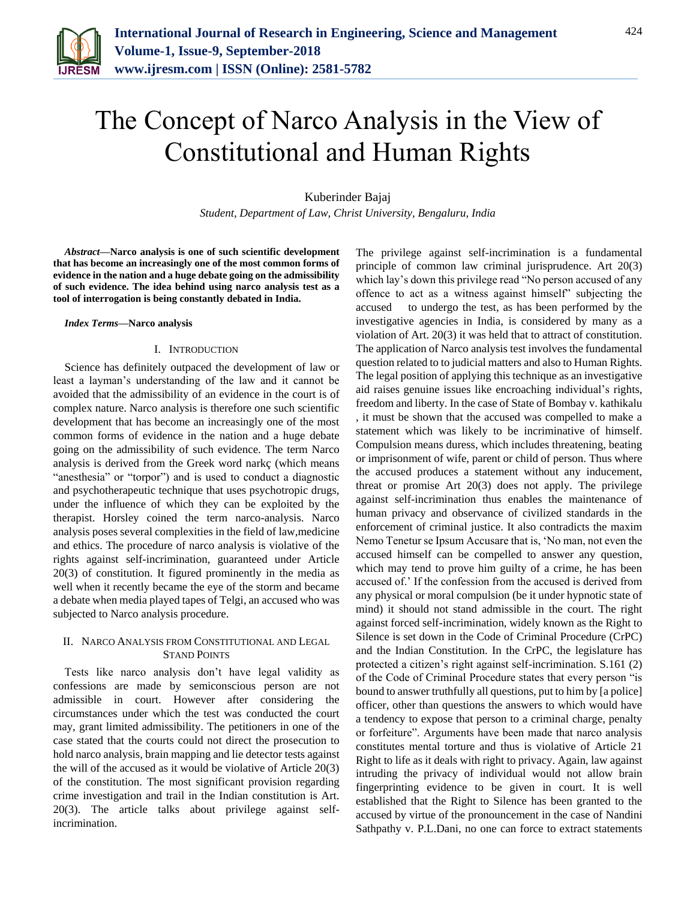# The Concept of Narco Analysis in the View of Constitutional and Human Rights

Kuberinder Bajaj

*Student, Department of Law, Christ University, Bengaluru, India*

***Abstract*—Narco analysis is one of such scientific development that has become an increasingly one of the most common forms of evidence in the nation and a huge debate going on the admissibility of such evidence. The idea behind using narco analysis test as a tool of interrogation is being constantly debated in India.**

***Index Terms*—Narco analysis**

## I. Introduction

Science has definitely outpaced the development of law or least a layman's understanding of the law and it cannot be avoided that the admissibility of an evidence in the court is of complex nature. Narco analysis is therefore one such scientific development that has become an increasingly one of the most common forms of evidence in the nation and a huge debate going on the admissibility of such evidence. The term Narco analysis is derived from the Greek word narkç (which means "anesthesia" or "torpor") and is used to conduct a diagnostic and psychotherapeutic technique that uses psychotropic drugs, under the influence of which they can be exploited by the therapist. Horsley coined the term narco-analysis. Narco analysis poses several complexities in the field of law,medicine and ethics. The procedure of narco analysis is violative of the rights against self-incrimination, guaranteed under Article 20(3) of constitution. It figured prominently in the media as well when it recently became the eye of the storm and became a debate when media played tapes of Telgi, an accused who was subjected to Narco analysis procedure.

## II. Narco Analysis from Constitutional and Legal Stand Points

Tests like narco analysis don't have legal validity as confessions are made by semiconscious person are not admissible in court. However after considering the circumstances under which the test was conducted the court may, grant limited admissibility. The petitioners in one of the case stated that the courts could not direct the prosecution to hold narco analysis, brain mapping and lie detector tests against the will of the accused as it would be violative of Article 20(3) of the constitution. The most significant provision regarding crime investigation and trail in the Indian constitution is Art. 20(3). The article talks about privilege against self-incrimination.

The privilege against self-incrimination is a fundamental principle of common law criminal jurisprudence. Art 20(3) which lay's down this privilege read "No person accused of any offence to act as a witness against himself" subjecting the accused to undergo the test, as has been performed by the investigative agencies in India, is considered by many as a violation of Art. 20(3) it was held that to attract of constitution. The application of Narco analysis test involves the fundamental question related to to judicial matters and also to Human Rights. The legal position of applying this technique as an investigative aid raises genuine issues like encroaching individual's rights, freedom and liberty. In the case of State of Bombay v. kathikalu , it must be shown that the accused was compelled to make a statement which was likely to be incriminative of himself. Compulsion means duress, which includes threatening, beating or imprisonment of wife, parent or child of person. Thus where the accused produces a statement without any inducement, threat or promise Art 20(3) does not apply. The privilege against self-incrimination thus enables the maintenance of human privacy and observance of civilized standards in the enforcement of criminal justice. It also contradicts the maxim Nemo Tenetur se Ipsum Accusare that is, 'No man, not even the accused himself can be compelled to answer any question, which may tend to prove him guilty of a crime, he has been accused of.' If the confession from the accused is derived from any physical or moral compulsion (be it under hypnotic state of mind) it should not stand admissible in the court. The right against forced self-incrimination, widely known as the Right to Silence is set down in the Code of Criminal Procedure (CrPC) and the Indian Constitution. In the CrPC, the legislature has protected a citizen's right against self-incrimination. S.161 (2) of the Code of Criminal Procedure states that every person "is bound to answer truthfully all questions, put to him by [a police] officer, other than questions the answers to which would have a tendency to expose that person to a criminal charge, penalty or forfeiture". Arguments have been made that narco analysis constitutes mental torture and thus is violative of Article 21 Right to life as it deals with right to privacy. Again, law against intruding the privacy of individual would not allow brain fingerprinting evidence to be given in court. It is well established that the Right to Silence has been granted to the accused by virtue of the pronouncement in the case of Nandini Sathpathy v. P.L.Dani, no one can force to extract statements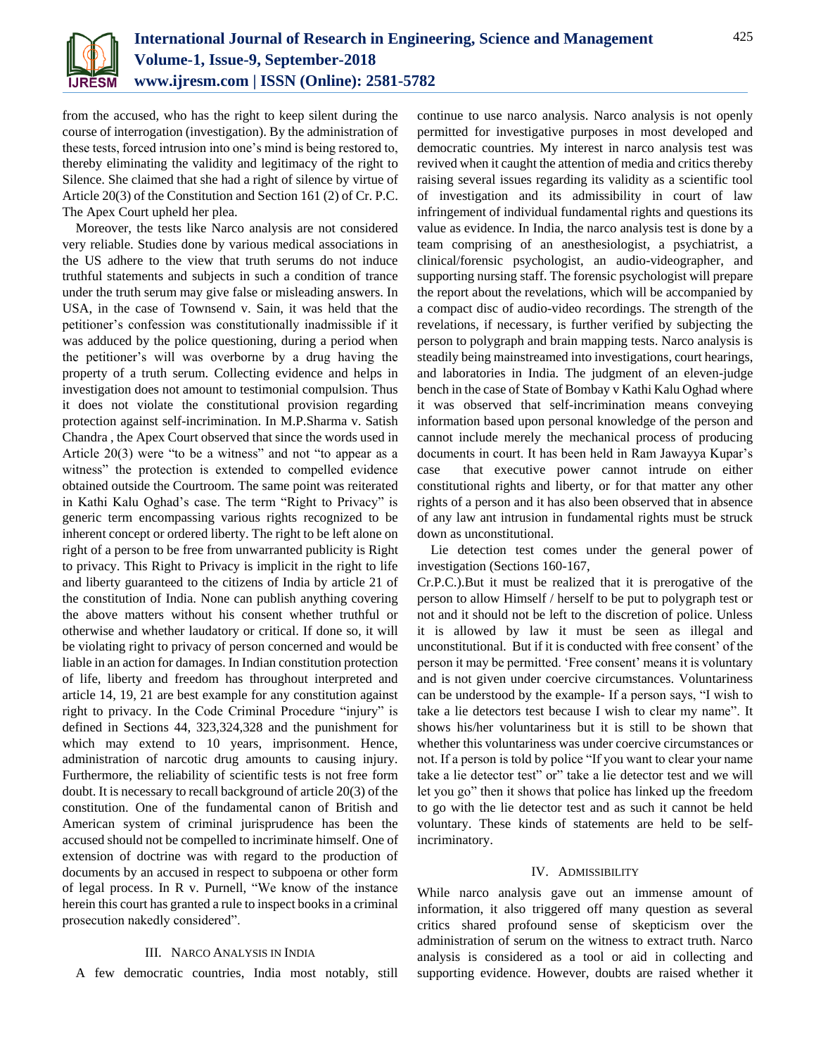from the accused, who has the right to keep silent during the course of interrogation (investigation). By the administration of these tests, forced intrusion into one's mind is being restored to, thereby eliminating the validity and legitimacy of the right to Silence. She claimed that she had a right of silence by virtue of Article 20(3) of the Constitution and Section 161 (2) of Cr. P.C. The Apex Court upheld her plea.

Moreover, the tests like Narco analysis are not considered very reliable. Studies done by various medical associations in the US adhere to the view that truth serums do not induce truthful statements and subjects in such a condition of trance under the truth serum may give false or misleading answers. In USA, in the case of Townsend v. Sain, it was held that the petitioner's confession was constitutionally inadmissible if it was adduced by the police questioning, during a period when the petitioner's will was overborne by a drug having the property of a truth serum. Collecting evidence and helps in investigation does not amount to testimonial compulsion. Thus it does not violate the constitutional provision regarding protection against self-incrimination. In M.P.Sharma v. Satish Chandra , the Apex Court observed that since the words used in Article 20(3) were "to be a witness" and not "to appear as a witness" the protection is extended to compelled evidence obtained outside the Courtroom. The same point was reiterated in Kathi Kalu Oghad's case. The term "Right to Privacy" is generic term encompassing various rights recognized to be inherent concept or ordered liberty. The right to be left alone on right of a person to be free from unwarranted publicity is Right to privacy. This Right to Privacy is implicit in the right to life and liberty guaranteed to the citizens of India by article 21 of the constitution of India. None can publish anything covering the above matters without his consent whether truthful or otherwise and whether laudatory or critical. If done so, it will be violating right to privacy of person concerned and would be liable in an action for damages. In Indian constitution protection of life, liberty and freedom has throughout interpreted and article 14, 19, 21 are best example for any constitution against right to privacy. In the Code Criminal Procedure "injury" is defined in Sections 44, 323,324,328 and the punishment for which may extend to 10 years, imprisonment. Hence, administration of narcotic drug amounts to causing injury. Furthermore, the reliability of scientific tests is not free form doubt. It is necessary to recall background of article 20(3) of the constitution. One of the fundamental canon of British and American system of criminal jurisprudence has been the accused should not be compelled to incriminate himself. One of extension of doctrine was with regard to the production of documents by an accused in respect to subpoena or other form of legal process. In R v. Purnell, "We know of the instance herein this court has granted a rule to inspect books in a criminal prosecution nakedly considered".

## III. Narco Analysis in India

A few democratic countries, India most notably, still continue to use narco analysis. Narco analysis is not openly permitted for investigative purposes in most developed and democratic countries. My interest in narco analysis test was revived when it caught the attention of media and critics thereby raising several issues regarding its validity as a scientific tool of investigation and its admissibility in court of law infringement of individual fundamental rights and questions its value as evidence. In India, the narco analysis test is done by a team comprising of an anesthesiologist, a psychiatrist, a clinical/forensic psychologist, an audio-videographer, and supporting nursing staff. The forensic psychologist will prepare the report about the revelations, which will be accompanied by a compact disc of audio-video recordings. The strength of the revelations, if necessary, is further verified by subjecting the person to polygraph and brain mapping tests. Narco analysis is steadily being mainstreamed into investigations, court hearings, and laboratories in India. The judgment of an eleven-judge bench in the case of State of Bombay v Kathi Kalu Oghad where it was observed that self-incrimination means conveying information based upon personal knowledge of the person and cannot include merely the mechanical process of producing documents in court. It has been held in Ram Jawayya Kupar's case that executive power cannot intrude on either constitutional rights and liberty, or for that matter any other rights of a person and it has also been observed that in absence of any law ant intrusion in fundamental rights must be struck down as unconstitutional.

Lie detection test comes under the general power of investigation (Sections 160-167, Cr.P.C.).But it must be realized that it is prerogative of the person to allow Himself / herself to be put to polygraph test or not and it should not be left to the discretion of police. Unless it is allowed by law it must be seen as illegal and unconstitutional. But if it is conducted with free consent' of the person it may be permitted. 'Free consent' means it is voluntary and is not given under coercive circumstances. Voluntariness can be understood by the example- If a person says, "I wish to take a lie detectors test because I wish to clear my name". It shows his/her voluntariness but it is still to be shown that whether this voluntariness was under coercive circumstances or not. If a person is told by police "If you want to clear your name take a lie detector test" or" take a lie detector test and we will let you go" then it shows that police has linked up the freedom to go with the lie detector test and as such it cannot be held voluntary. These kinds of statements are held to be self-incriminatory.

## IV. Admissibility

While narco analysis gave out an immense amount of information, it also triggered off many question as several critics shared profound sense of skepticism over the administration of serum on the witness to extract truth. Narco analysis is considered as a tool or aid in collecting and supporting evidence. However, doubts are raised whether it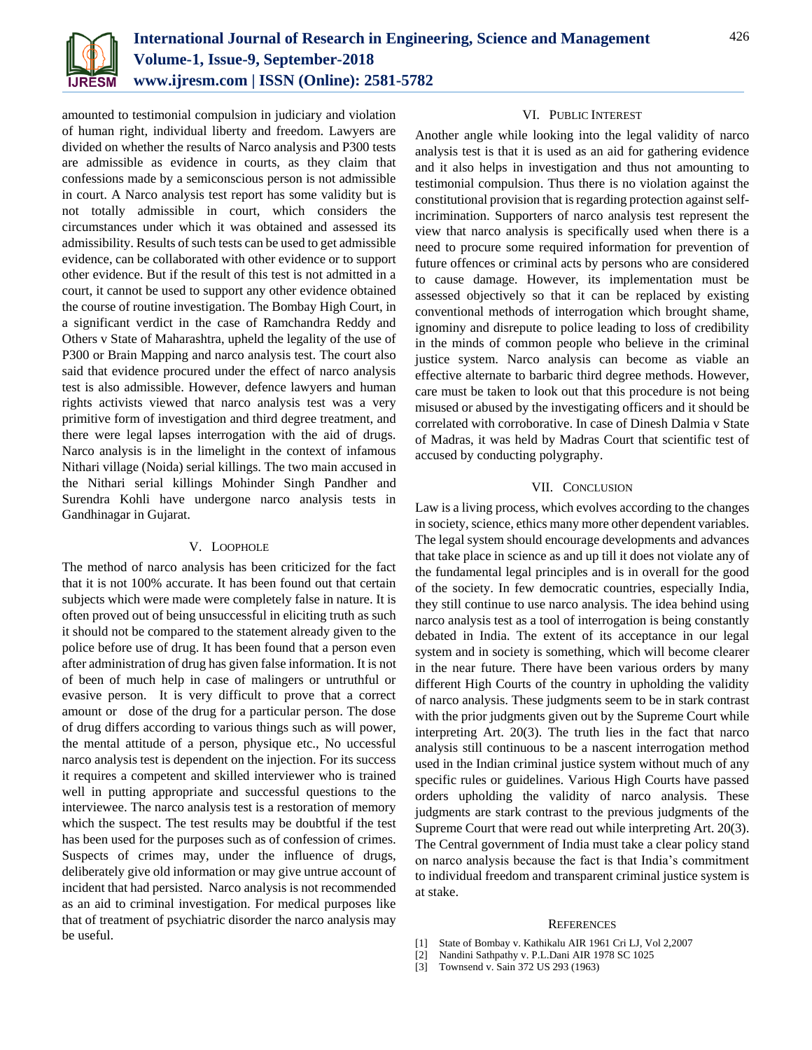amounted to testimonial compulsion in judiciary and violation of human right, individual liberty and freedom. Lawyers are divided on whether the results of Narco analysis and P300 tests are admissible as evidence in courts, as they claim that confessions made by a semiconscious person is not admissible in court. A Narco analysis test report has some validity but is not totally admissible in court, which considers the circumstances under which it was obtained and assessed its admissibility. Results of such tests can be used to get admissible evidence, can be collaborated with other evidence or to support other evidence. But if the result of this test is not admitted in a court, it cannot be used to support any other evidence obtained the course of routine investigation. The Bombay High Court, in a significant verdict in the case of Ramchandra Reddy and Others v State of Maharashtra, upheld the legality of the use of P300 or Brain Mapping and narco analysis test. The court also said that evidence procured under the effect of narco analysis test is also admissible. However, defence lawyers and human rights activists viewed that narco analysis test was a very primitive form of investigation and third degree treatment, and there were legal lapses interrogation with the aid of drugs. Narco analysis is in the limelight in the context of infamous Nithari village (Noida) serial killings. The two main accused in the Nithari serial killings Mohinder Singh Pandher and Surendra Kohli have undergone narco analysis tests in Gandhinagar in Gujarat.

## V. Loophole

The method of narco analysis has been criticized for the fact that it is not 100% accurate. It has been found out that certain subjects which were made were completely false in nature. It is often proved out of being unsuccessful in eliciting truth as such it should not be compared to the statement already given to the police before use of drug. It has been found that a person even after administration of drug has given false information. It is not of been of much help in case of malingers or untruthful or evasive person. It is very difficult to prove that a correct amount or dose of the drug for a particular person. The dose of drug differs according to various things such as will power, the mental attitude of a person, physique etc., No uccessful narco analysis test is dependent on the injection. For its success it requires a competent and skilled interviewer who is trained well in putting appropriate and successful questions to the interviewee. The narco analysis test is a restoration of memory which the suspect. The test results may be doubtful if the test has been used for the purposes such as of confession of crimes. Suspects of crimes may, under the influence of drugs, deliberately give old information or may give untrue account of incident that had persisted. Narco analysis is not recommended as an aid to criminal investigation. For medical purposes like that of treatment of psychiatric disorder the narco analysis may be useful.

## VI. Public Interest

Another angle while looking into the legal validity of narco analysis test is that it is used as an aid for gathering evidence and it also helps in investigation and thus not amounting to testimonial compulsion. Thus there is no violation against the constitutional provision that is regarding protection against self-incrimination. Supporters of narco analysis test represent the view that narco analysis is specifically used when there is a need to procure some required information for prevention of future offences or criminal acts by persons who are considered to cause damage. However, its implementation must be assessed objectively so that it can be replaced by existing conventional methods of interrogation which brought shame, ignominy and disrepute to police leading to loss of credibility in the minds of common people who believe in the criminal justice system. Narco analysis can become as viable an effective alternate to barbaric third degree methods. However, care must be taken to look out that this procedure is not being misused or abused by the investigating officers and it should be correlated with corroborative. In case of Dinesh Dalmia v State of Madras, it was held by Madras Court that scientific test of accused by conducting polygraphy.

## VII. Conclusion

Law is a living process, which evolves according to the changes in society, science, ethics many more other dependent variables. The legal system should encourage developments and advances that take place in science as and up till it does not violate any of the fundamental legal principles and is in overall for the good of the society. In few democratic countries, especially India, they still continue to use narco analysis. The idea behind using narco analysis test as a tool of interrogation is being constantly debated in India. The extent of its acceptance in our legal system and in society is something, which will become clearer in the near future. There have been various orders by many different High Courts of the country in upholding the validity of narco analysis. These judgments seem to be in stark contrast with the prior judgments given out by the Supreme Court while interpreting Art. 20(3). The truth lies in the fact that narco analysis still continuous to be a nascent interrogation method used in the Indian criminal justice system without much of any specific rules or guidelines. Various High Courts have passed orders upholding the validity of narco analysis. These judgments are stark contrast to the previous judgments of the Supreme Court that were read out while interpreting Art. 20(3). The Central government of India must take a clear policy stand on narco analysis because the fact is that India's commitment to individual freedom and transparent criminal justice system is at stake.

## References

[1] State of Bombay v. Kathikalu AIR 1961 Cri LJ, Vol 2,2007

[2] Nandini Sathpathy v. P.L.Dani AIR 1978 SC 1025

[3] Townsend v. Sain 372 US 293 (1963)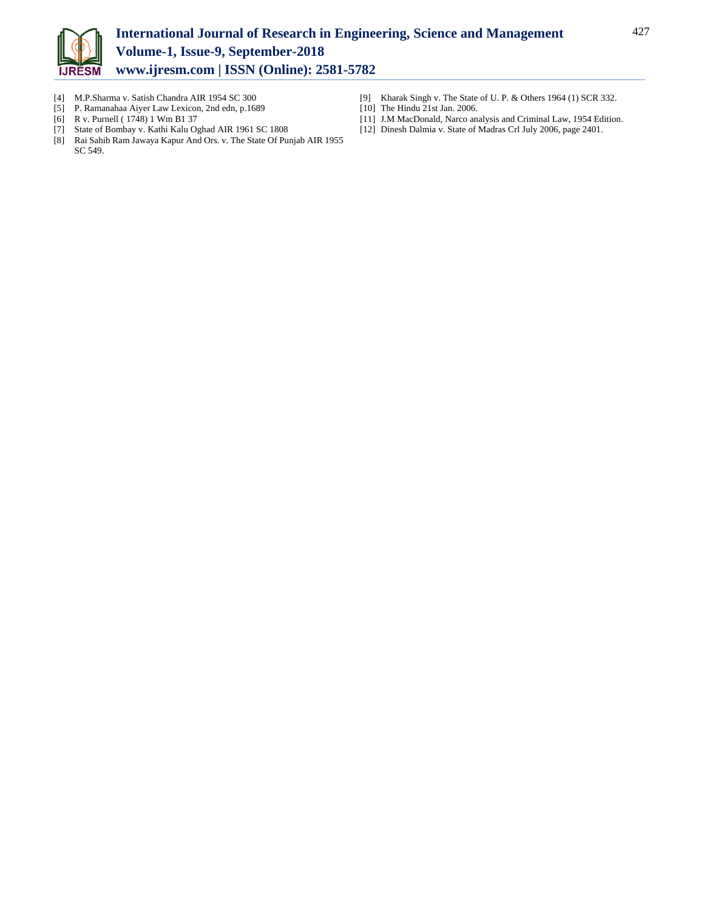[4] M.P.Sharma v. Satish Chandra AIR 1954 SC 300
[5] P. Ramanahaa Aiyer Law Lexicon, 2nd edn, p.1689
[6] R v. Purnell ( 1748) 1 Wm B1 37
[7] State of Bombay v. Kathi Kalu Oghad AIR 1961 SC 1808
[8] Rai Sahib Ram Jawaya Kapur And Ors. v. The State Of Punjab AIR 1955 SC 549.
[9] Kharak Singh v. The State of U. P. & Others 1964 (1) SCR 332.
[10] The Hindu 21st Jan. 2006.
[11] J.M MacDonald, Narco analysis and Criminal Law, 1954 Edition.
[12] Dinesh Dalmia v. State of Madras Crl July 2006, page 2401.